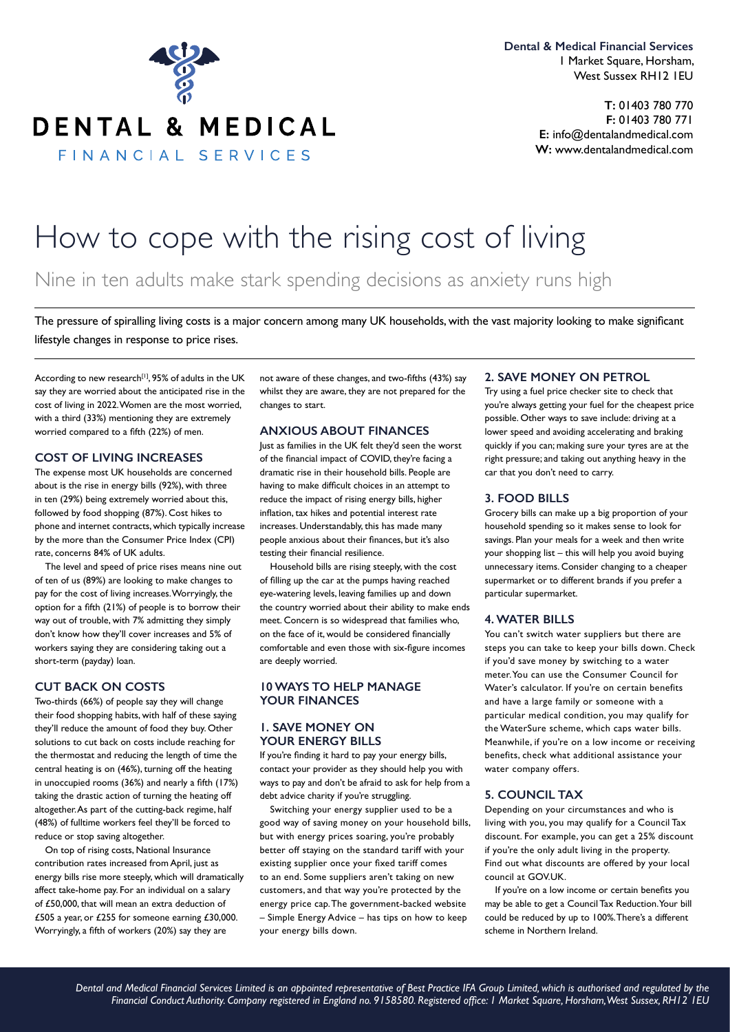**Dental & Medical Financial Services**
1 Market Square, Horsham,
West Sussex RH12 1EU

**T:** 01403 780 770
**F:** 01403 780 771
**E:** info@dentalandmedical.com
**W:** www.dentalandmedical.com

# How to cope with the rising cost of living

## Nine in ten adults make stark spending decisions as anxiety runs high

The pressure of spiralling living costs is a major concern among many UK households, with the vast majority looking to make significant lifestyle changes in response to price rises.

According to new research[1], 95% of adults in the UK say they are worried about the anticipated rise in the cost of living in 2022. Women are the most worried, with a third (33%) mentioning they are extremely worried compared to a fifth (22%) of men.

### COST OF LIVING INCREASES

The expense most UK households are concerned about is the rise in energy bills (92%), with three in ten (29%) being extremely worried about this, followed by food shopping (87%). Cost hikes to phone and internet contracts, which typically increase by the more than the Consumer Price Index (CPI) rate, concerns 84% of UK adults.

The level and speed of price rises means nine out of ten of us (89%) are looking to make changes to pay for the cost of living increases. Worryingly, the option for a fifth (21%) of people is to borrow their way out of trouble, with 7% admitting they simply don't know how they'll cover increases and 5% of workers saying they are considering taking out a short-term (payday) loan.

### CUT BACK ON COSTS

Two-thirds (66%) of people say they will change their food shopping habits, with half of these saying they'll reduce the amount of food they buy. Other solutions to cut back on costs include reaching for the thermostat and reducing the length of time the central heating is on (46%), turning off the heating in unoccupied rooms (36%) and nearly a fifth (17%) taking the drastic action of turning the heating off altogether. As part of the cutting-back regime, half (48%) of fulltime workers feel they'll be forced to reduce or stop saving altogether.

On top of rising costs, National Insurance contribution rates increased from April, just as energy bills rise more steeply, which will dramatically affect take-home pay. For an individual on a salary of £50,000, that will mean an extra deduction of £505 a year, or £255 for someone earning £30,000. Worryingly, a fifth of workers (20%) say they are not aware of these changes, and two-fifths (43%) say whilst they are aware, they are not prepared for the changes to start.

### ANXIOUS ABOUT FINANCES

Just as families in the UK felt they'd seen the worst of the financial impact of COVID, they're facing a dramatic rise in their household bills. People are having to make difficult choices in an attempt to reduce the impact of rising energy bills, higher inflation, tax hikes and potential interest rate increases. Understandably, this has made many people anxious about their finances, but it's also testing their financial resilience.

Household bills are rising steeply, with the cost of filling up the car at the pumps having reached eye-watering levels, leaving families up and down the country worried about their ability to make ends meet. Concern is so widespread that families who, on the face of it, would be considered financially comfortable and even those with six-figure incomes are deeply worried.

### 10 WAYS TO HELP MANAGE YOUR FINANCES

#### 1. SAVE MONEY ON YOUR ENERGY BILLS

If you're finding it hard to pay your energy bills, contact your provider as they should help you with ways to pay and don't be afraid to ask for help from a debt advice charity if you're struggling.

Switching your energy supplier used to be a good way of saving money on your household bills, but with energy prices soaring, you're probably better off staying on the standard tariff with your existing supplier once your fixed tariff comes to an end. Some suppliers aren't taking on new customers, and that way you're protected by the energy price cap. The government-backed website – Simple Energy Advice – has tips on how to keep your energy bills down.

#### 2. SAVE MONEY ON PETROL

Try using a fuel price checker site to check that you're always getting your fuel for the cheapest price possible. Other ways to save include: driving at a lower speed and avoiding accelerating and braking quickly if you can; making sure your tyres are at the right pressure; and taking out anything heavy in the car that you don't need to carry.

#### 3. FOOD BILLS

Grocery bills can make up a big proportion of your household spending so it makes sense to look for savings. Plan your meals for a week and then write your shopping list – this will help you avoid buying unnecessary items. Consider changing to a cheaper supermarket or to different brands if you prefer a particular supermarket.

#### 4. WATER BILLS

You can't switch water suppliers but there are steps you can take to keep your bills down. Check if you'd save money by switching to a water meter. You can use the Consumer Council for Water's calculator. If you're on certain benefits and have a large family or someone with a particular medical condition, you may qualify for the WaterSure scheme, which caps water bills. Meanwhile, if you're on a low income or receiving benefits, check what additional assistance your water company offers.

#### 5. COUNCIL TAX

Depending on your circumstances and who is living with you, you may qualify for a Council Tax discount. For example, you can get a 25% discount if you're the only adult living in the property. Find out what discounts are offered by your local council at GOV.UK.

If you're on a low income or certain benefits you may be able to get a Council Tax Reduction. Your bill could be reduced by up to 100%. There's a different scheme in Northern Ireland.

*Dental and Medical Financial Services Limited is an appointed representative of Best Practice IFA Group Limited, which is authorised and regulated by the Financial Conduct Authority. Company registered in England no. 9158580. Registered office: 1 Market Square, Horsham, West Sussex, RH12 1EU*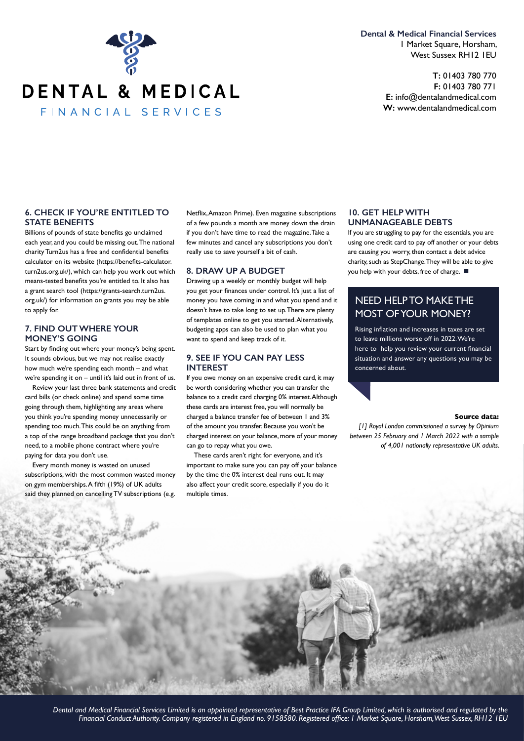**Dental & Medical Financial Services**
1 Market Square, Horsham,
West Sussex RH12 1EU

**T:** 01403 780 770
**F:** 01403 780 771
**E:** info@dentalandmedical.com
**W:** www.dentalandmedical.com

### 6. CHECK IF YOU'RE ENTITLED TO STATE BENEFITS

Billions of pounds of state benefits go unclaimed each year, and you could be missing out. The national charity Turn2us has a free and confidential benefits calculator on its website (https://benefits-calculator.turn2us.org.uk/), which can help you work out which means-tested benefits you're entitled to. It also has a grant search tool (https://grants-search.turn2us.org.uk/) for information on grants you may be able to apply for.

### 7. FIND OUT WHERE YOUR MONEY'S GOING

Start by finding out where your money's being spent. It sounds obvious, but we may not realise exactly how much we're spending each month – and what we're spending it on – until it's laid out in front of us.

Review your last three bank statements and credit card bills (or check online) and spend some time going through them, highlighting any areas where you think you're spending money unnecessarily or spending too much. This could be on anything from a top of the range broadband package that you don't need, to a mobile phone contract where you're paying for data you don't use.

Every month money is wasted on unused subscriptions, with the most common wasted money on gym memberships. A fifth (19%) of UK adults said they planned on cancelling TV subscriptions (e.g. Netflix, Amazon Prime). Even magazine subscriptions of a few pounds a month are money down the drain if you don't have time to read the magazine. Take a few minutes and cancel any subscriptions you don't really use to save yourself a bit of cash.

### 8. DRAW UP A BUDGET

Drawing up a weekly or monthly budget will help you get your finances under control. It's just a list of money you have coming in and what you spend and it doesn't have to take long to set up. There are plenty of templates online to get you started. Alternatively, budgeting apps can also be used to plan what you want to spend and keep track of it.

### 9. SEE IF YOU CAN PAY LESS INTEREST

If you owe money on an expensive credit card, it may be worth considering whether you can transfer the balance to a credit card charging 0% interest. Although these cards are interest free, you will normally be charged a balance transfer fee of between 1 and 3% of the amount you transfer. Because you won't be charged interest on your balance, more of your money can go to repay what you owe.

These cards aren't right for everyone, and it's important to make sure you can pay off your balance by the time the 0% interest deal runs out. It may also affect your credit score, especially if you do it multiple times.

### 10. GET HELP WITH UNMANAGEABLE DEBTS

If you are struggling to pay for the essentials, you are using one credit card to pay off another or your debts are causing you worry, then contact a debt advice charity, such as StepChange. They will be able to give you help with your debts, free of charge. ■

## NEED HELP TO MAKE THE MOST OF YOUR MONEY?

Rising inflation and increases in taxes are set to leave millions worse off in 2022. We're here to help you review your current financial situation and answer any questions you may be concerned about.

**Source data:**

*[1] Royal London commissioned a survey by Opinium between 25 February and 1 March 2022 with a sample of 4,001 nationally representative UK adults.*

*Dental and Medical Financial Services Limited is an appointed representative of Best Practice IFA Group Limited, which is authorised and regulated by the Financial Conduct Authority. Company registered in England no. 9158580. Registered office: 1 Market Square, Horsham, West Sussex, RH12 1EU*